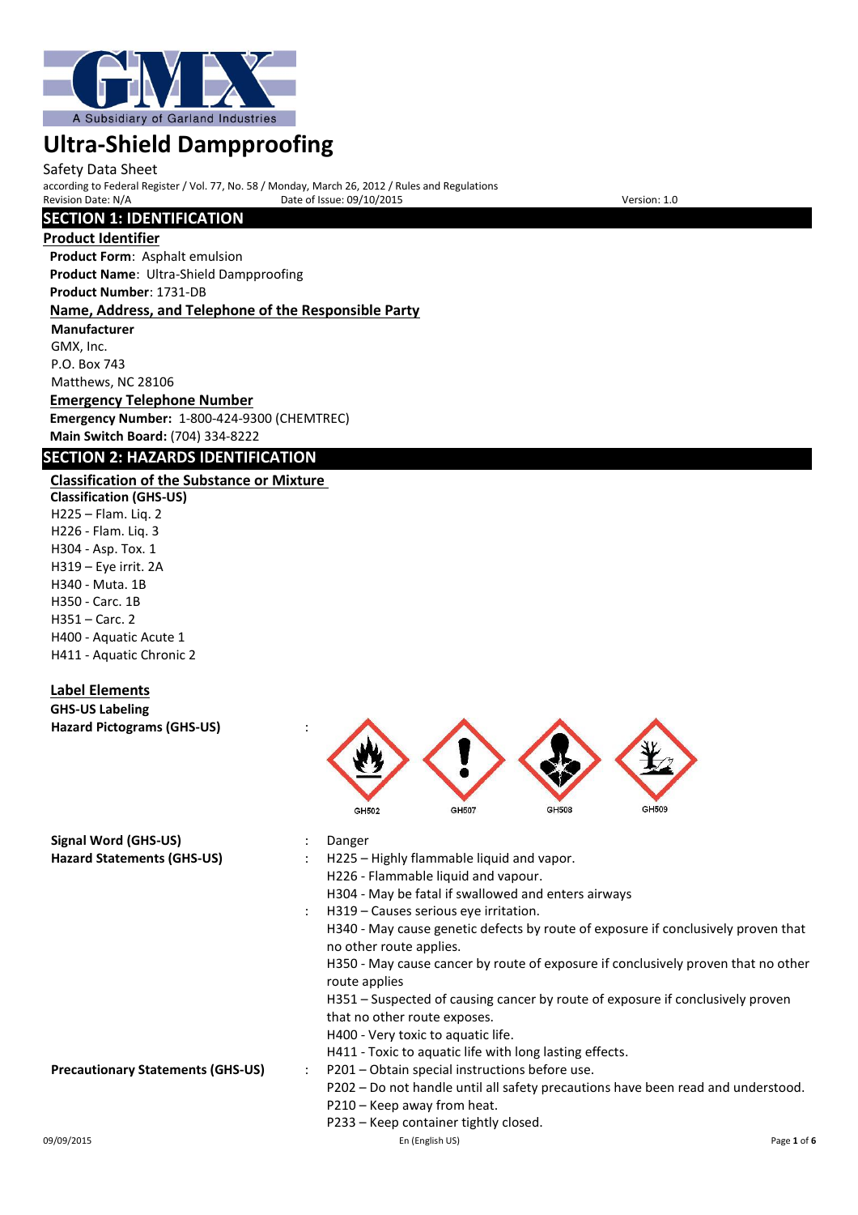A Subsidiary of Garland Industries

# Ultra-Shield Dampproofing

Safety Data Sheet

according to Federal Register / Vol. 77, No. 58 / Monday, March 26, 2012 / Rules and Regulations

Revision Date: N/A    Date of Issue: 09/10/2015    Version: 1.0

## SECTION 1: IDENTIFICATION

### Product Identifier

**Product Form**: Asphalt emulsion

**Product Name**: Ultra-Shield Dampproofing

**Product Number**: 1731-DB

### Name, Address, and Telephone of the Responsible Party

**Manufacturer**

GMX, Inc.
P.O. Box 743
Matthews, NC 28106

### Emergency Telephone Number

**Emergency Number:** 1-800-424-9300 (CHEMTREC)

**Main Switch Board:** (704) 334-8222

## SECTION 2: HAZARDS IDENTIFICATION

### Classification of the Substance or Mixture

**Classification (GHS-US)**

H225 – Flam. Liq. 2
H226 - Flam. Liq. 3
H304 - Asp. Tox. 1
H319 – Eye irrit. 2A
H340 - Muta. 1B
H350 - Carc. 1B
H351 – Carc. 2
H400 - Aquatic Acute 1
H411 - Aquatic Chronic 2

### Label Elements

**GHS-US Labeling**

**Hazard Pictograms (GHS-US)** :

GHS02 GHS07 GHS08 GHS09

**Signal Word (GHS-US)** : Danger

**Hazard Statements (GHS-US)** :

H225 – Highly flammable liquid and vapor.
H226 - Flammable liquid and vapour.
H304 - May be fatal if swallowed and enters airways
H319 – Causes serious eye irritation.
H340 - May cause genetic defects by route of exposure if conclusively proven that no other route applies.
H350 - May cause cancer by route of exposure if conclusively proven that no other route applies
H351 – Suspected of causing cancer by route of exposure if conclusively proven that no other route exposes.
H400 - Very toxic to aquatic life.
H411 - Toxic to aquatic life with long lasting effects.

**Precautionary Statements (GHS-US)** :

P201 – Obtain special instructions before use.
P202 – Do not handle until all safety precautions have been read and understood.
P210 – Keep away from heat.
P233 – Keep container tightly closed.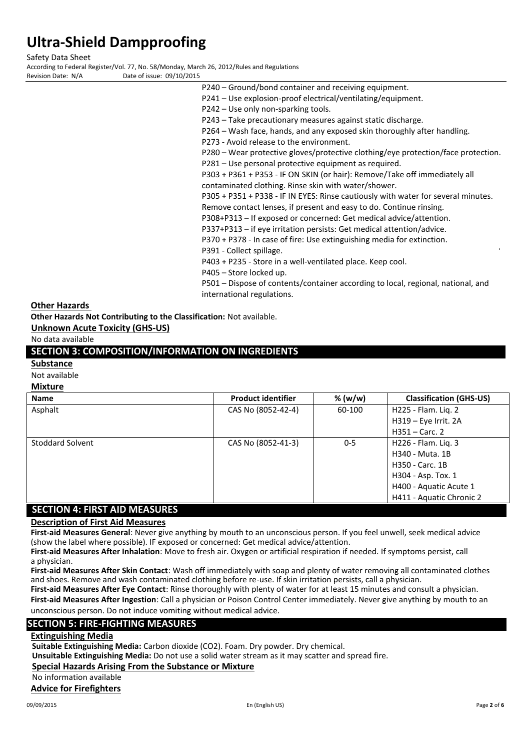P240 – Ground/bond container and receiving equipment.
P241 – Use explosion-proof electrical/ventilating/equipment.
P242 – Use only non-sparking tools.
P243 – Take precautionary measures against static discharge.
P264 – Wash face, hands, and any exposed skin thoroughly after handling.
P273 - Avoid release to the environment.
P280 – Wear protective gloves/protective clothing/eye protection/face protection.
P281 – Use personal protective equipment as required.
P303 + P361 + P353 - IF ON SKIN (or hair): Remove/Take off immediately all contaminated clothing. Rinse skin with water/shower.
P305 + P351 + P338 - IF IN EYES: Rinse cautiously with water for several minutes. Remove contact lenses, if present and easy to do. Continue rinsing.
P308+P313 – If exposed or concerned: Get medical advice/attention.
P337+P313 – if eye irritation persists: Get medical attention/advice.
P370 + P378 - In case of fire: Use extinguishing media for extinction.
P391 - Collect spillage.
P403 + P235 - Store in a well-ventilated place. Keep cool.
P405 – Store locked up.
P501 – Dispose of contents/container according to local, regional, national, and international regulations.

**Other Hazards**

**Other Hazards Not Contributing to the Classification:** Not available.

**Unknown Acute Toxicity (GHS-US)**

No data available

## SECTION 3: COMPOSITION/INFORMATION ON INGREDIENTS

**Substance**

Not available

**Mixture**

| Name | Product identifier | % (w/w) | Classification (GHS-US) |
|---|---|---|---|
| Asphalt | CAS No (8052-42-4) | 60-100 | H225 - Flam. Liq. 2<br>H319 – Eye Irrit. 2A<br>H351 – Carc. 2 |
| Stoddard Solvent | CAS No (8052-41-3) | 0-5 | H226 - Flam. Liq. 3<br>H340 - Muta. 1B<br>H350 - Carc. 1B<br>H304 - Asp. Tox. 1<br>H400 - Aquatic Acute 1<br>H411 - Aquatic Chronic 2 |

## SECTION 4: FIRST AID MEASURES

**Description of First Aid Measures**

**First-aid Measures General**: Never give anything by mouth to an unconscious person. If you feel unwell, seek medical advice (show the label where possible). IF exposed or concerned: Get medical advice/attention.

**First-aid Measures After Inhalation**: Move to fresh air. Oxygen or artificial respiration if needed. If symptoms persist, call a physician.

**First-aid Measures After Skin Contact**: Wash off immediately with soap and plenty of water removing all contaminated clothes and shoes. Remove and wash contaminated clothing before re-use. If skin irritation persists, call a physician.

**First-aid Measures After Eye Contact**: Rinse thoroughly with plenty of water for at least 15 minutes and consult a physician.

**First-aid Measures After Ingestion**: Call a physician or Poison Control Center immediately. Never give anything by mouth to an unconscious person. Do not induce vomiting without medical advice.

## SECTION 5: FIRE-FIGHTING MEASURES

**Extinguishing Media**

**Suitable Extinguishing Media:** Carbon dioxide ($CO_2$). Foam. Dry powder. Dry chemical.

**Unsuitable Extinguishing Media:** Do not use a solid water stream as it may scatter and spread fire.

**Special Hazards Arising From the Substance or Mixture**

No information available

**Advice for Firefighters**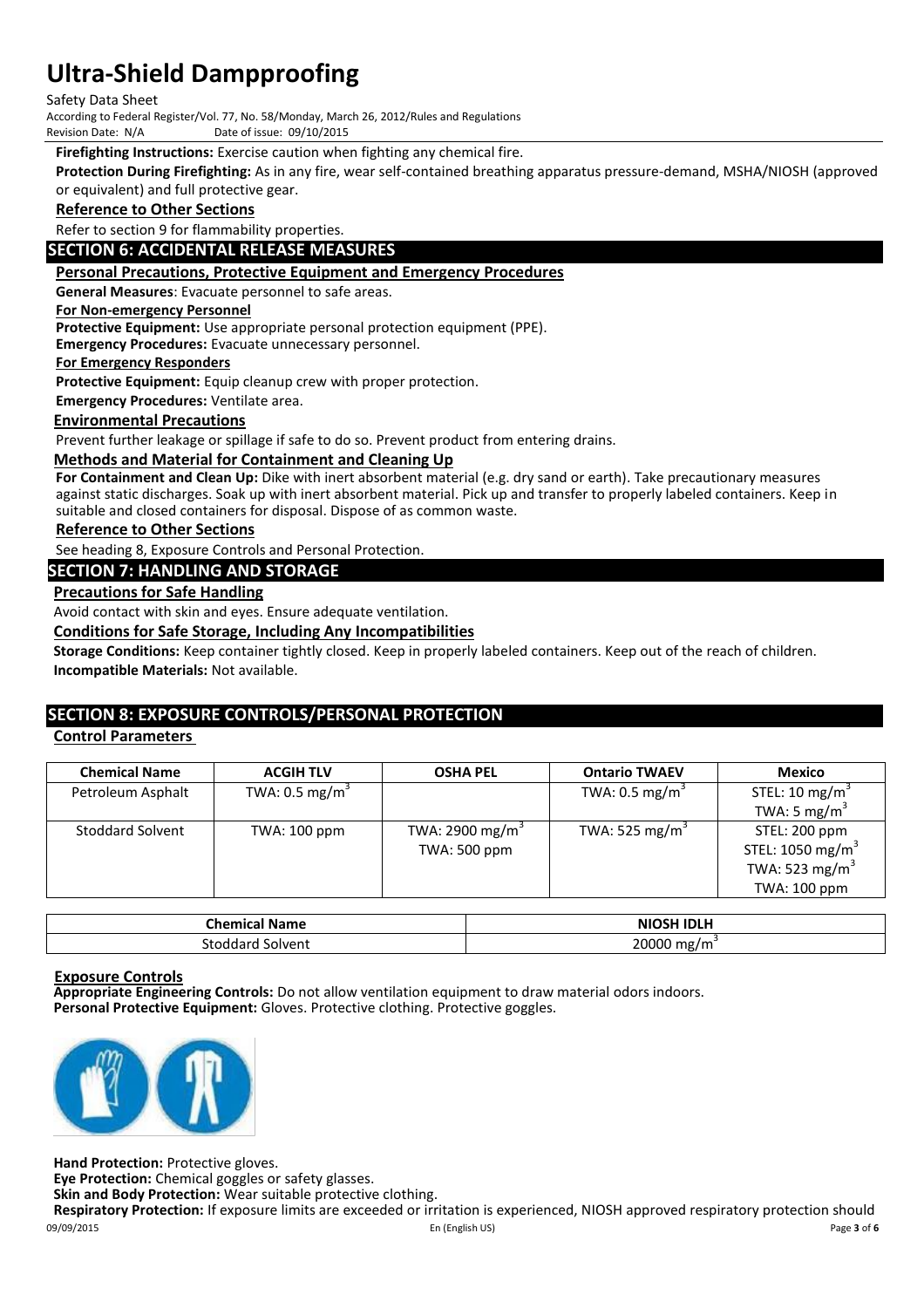**Firefighting Instructions:** Exercise caution when fighting any chemical fire.

**Protection During Firefighting:** As in any fire, wear self-contained breathing apparatus pressure-demand, MSHA/NIOSH (approved or equivalent) and full protective gear.

**Reference to Other Sections**

Refer to section 9 for flammability properties.

## SECTION 6: ACCIDENTAL RELEASE MEASURES

**Personal Precautions, Protective Equipment and Emergency Procedures**

**General Measures**: Evacuate personnel to safe areas.

**For Non-emergency Personnel**

**Protective Equipment:** Use appropriate personal protection equipment (PPE).

**Emergency Procedures:** Evacuate unnecessary personnel.

**For Emergency Responders**

**Protective Equipment:** Equip cleanup crew with proper protection.

**Emergency Procedures:** Ventilate area.

**Environmental Precautions**

Prevent further leakage or spillage if safe to do so. Prevent product from entering drains.

**Methods and Material for Containment and Cleaning Up**

**For Containment and Clean Up:** Dike with inert absorbent material (e.g. dry sand or earth). Take precautionary measures against static discharges. Soak up with inert absorbent material. Pick up and transfer to properly labeled containers. Keep in suitable and closed containers for disposal. Dispose of as common waste.

**Reference to Other Sections**

See heading 8, Exposure Controls and Personal Protection.

## SECTION 7: HANDLING AND STORAGE

**Precautions for Safe Handling**

Avoid contact with skin and eyes. Ensure adequate ventilation.

**Conditions for Safe Storage, Including Any Incompatibilities**

**Storage Conditions:** Keep container tightly closed. Keep in properly labeled containers. Keep out of the reach of children.

**Incompatible Materials:** Not available.

## SECTION 8: EXPOSURE CONTROLS/PERSONAL PROTECTION

**Control Parameters**

| Chemical Name | ACGIH TLV | OSHA PEL | Ontario TWAEV | Mexico |
|---|---|---|---|---|
| Petroleum Asphalt | TWA: 0.5 mg/m$^3$ | | TWA: 0.5 mg/m$^3$ | STEL: 10 mg/m$^3$<br>TWA: 5 mg/m$^3$ |
| Stoddard Solvent | TWA: 100 ppm | TWA: 2900 mg/m$^3$<br>TWA: 500 ppm | TWA: 525 mg/m$^3$ | STEL: 200 ppm<br>STEL: 1050 mg/m$^3$<br>TWA: 523 mg/m$^3$<br>TWA: 100 ppm |

| Chemical Name | NIOSH IDLH |
|---|---|
| Stoddard Solvent | 20000 mg/m$^3$ |

**Exposure Controls**

**Appropriate Engineering Controls:** Do not allow ventilation equipment to draw material odors indoors.

**Personal Protective Equipment:** Gloves. Protective clothing. Protective goggles.

**Hand Protection:** Protective gloves.

**Eye Protection:** Chemical goggles or safety glasses.

**Skin and Body Protection:** Wear suitable protective clothing.

**Respiratory Protection:** If exposure limits are exceeded or irritation is experienced, NIOSH approved respiratory protection should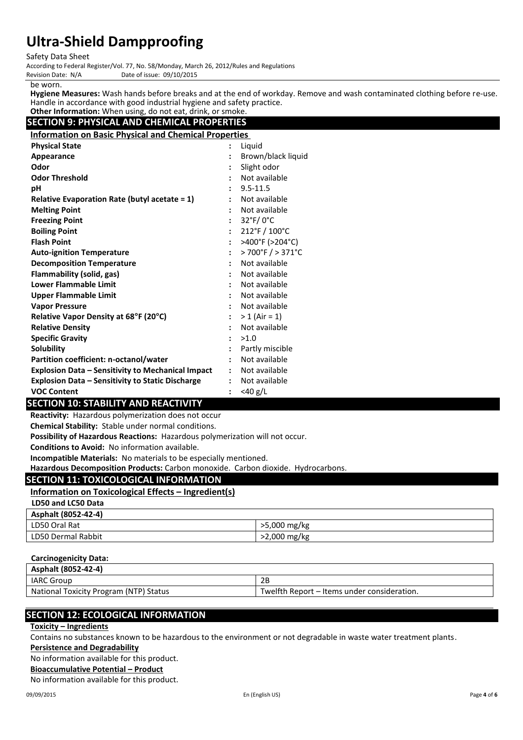be worn.

**Hygiene Measures:** Wash hands before breaks and at the end of workday. Remove and wash contaminated clothing before re-use. Handle in accordance with good industrial hygiene and safety practice.

**Other Information:** When using, do not eat, drink, or smoke.

## SECTION 9: PHYSICAL AND CHEMICAL PROPERTIES

### Information on Basic Physical and Chemical Properties

| | |
|---|---|
| **Physical State** | : Liquid |
| **Appearance** | : Brown/black liquid |
| **Odor** | : Slight odor |
| **Odor Threshold** | : Not available |
| **pH** | : 9.5-11.5 |
| **Relative Evaporation Rate (butyl acetate = 1)** | : Not available |
| **Melting Point** | : Not available |
| **Freezing Point** | : 32°F/ 0°C |
| **Boiling Point** | : 212°F / 100°C |
| **Flash Point** | : >400°F (>204°C) |
| **Auto-ignition Temperature** | : > 700°F / > 371°C |
| **Decomposition Temperature** | : Not available |
| **Flammability (solid, gas)** | : Not available |
| **Lower Flammable Limit** | : Not available |
| **Upper Flammable Limit** | : Not available |
| **Vapor Pressure** | : Not available |
| **Relative Vapor Density at 68°F (20°C)** | : > 1 (Air = 1) |
| **Relative Density** | : Not available |
| **Specific Gravity** | : >1.0 |
| **Solubility** | : Partly miscible |
| **Partition coefficient: n-octanol/water** | : Not available |
| **Explosion Data – Sensitivity to Mechanical Impact** | : Not available |
| **Explosion Data – Sensitivity to Static Discharge** | : Not available |
| **VOC Content** | : <40 g/L |

## SECTION 10: STABILITY AND REACTIVITY

**Reactivity:** Hazardous polymerization does not occur

**Chemical Stability:** Stable under normal conditions.

**Possibility of Hazardous Reactions:** Hazardous polymerization will not occur.

**Conditions to Avoid:** No information available.

**Incompatible Materials:** No materials to be especially mentioned.

**Hazardous Decomposition Products:** Carbon monoxide. Carbon dioxide. Hydrocarbons.

## SECTION 11: TOXICOLOGICAL INFORMATION

### Information on Toxicological Effects – Ingredient(s)

**LD50 and LC50 Data**

| **Asphalt (8052-42-4)** | |
|---|---|
| LD50 Oral Rat | >5,000 mg/kg |
| LD50 Dermal Rabbit | >2,000 mg/kg |

**Carcinogenicity Data:**

| **Asphalt (8052-42-4)** | |
|---|---|
| IARC Group | 2B |
| National Toxicity Program (NTP) Status | Twelfth Report – Items under consideration. |

## SECTION 12: ECOLOGICAL INFORMATION

**Toxicity – Ingredients**

Contains no substances known to be hazardous to the environment or not degradable in waste water treatment plants.

**Persistence and Degradability**

No information available for this product.

**Bioaccumulative Potential – Product**

No information available for this product.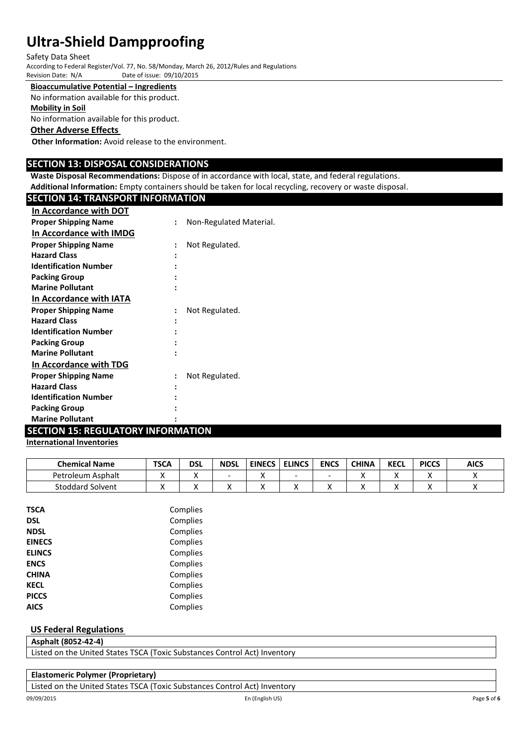**Bioaccumulative Potential – Ingredients**

No information available for this product.

**Mobility in Soil**

No information available for this product.

**Other Adverse Effects**

**Other Information:** Avoid release to the environment.

## SECTION 13: DISPOSAL CONSIDERATIONS

**Waste Disposal Recommendations:** Dispose of in accordance with local, state, and federal regulations.

**Additional Information:** Empty containers should be taken for local recycling, recovery or waste disposal.

## SECTION 14: TRANSPORT INFORMATION

**In Accordance with DOT**

**Proper Shipping Name** : Non-Regulated Material.

**In Accordance with IMDG**

**Proper Shipping Name** : Not Regulated.

**Hazard Class** :

**Identification Number** :

**Packing Group** :

**Marine Pollutant** :

**In Accordance with IATA**

**Proper Shipping Name** : Not Regulated.

**Hazard Class** :

**Identification Number** :

**Packing Group** :

**Marine Pollutant** :

**In Accordance with TDG**

**Proper Shipping Name** : Not Regulated.

**Hazard Class** :

**Identification Number** :

**Packing Group** :

**Marine Pollutant** :

## SECTION 15: REGULATORY INFORMATION

**International Inventories**

| Chemical Name | TSCA | DSL | NDSL | EINECS | ELINCS | ENCS | CHINA | KECL | PICCS | AICS |
|---|---|---|---|---|---|---|---|---|---|---|
| Petroleum Asphalt | X | X | - | X | - | - | X | X | X | X |
| Stoddard Solvent | X | X | X | X | X | X | X | X | X | X |

**TSCA** Complies

**DSL** Complies

**NDSL** Complies

**EINECS** Complies

**ELINCS** Complies

**ENCS** Complies

**CHINA** Complies

**KECL** Complies

**PICCS** Complies

**AICS** Complies

**US Federal Regulations**

| **Asphalt (8052-42-4)** |
|---|
| Listed on the United States TSCA (Toxic Substances Control Act) Inventory |

| **Elastomeric Polymer (Proprietary)** |
|---|
| Listed on the United States TSCA (Toxic Substances Control Act) Inventory |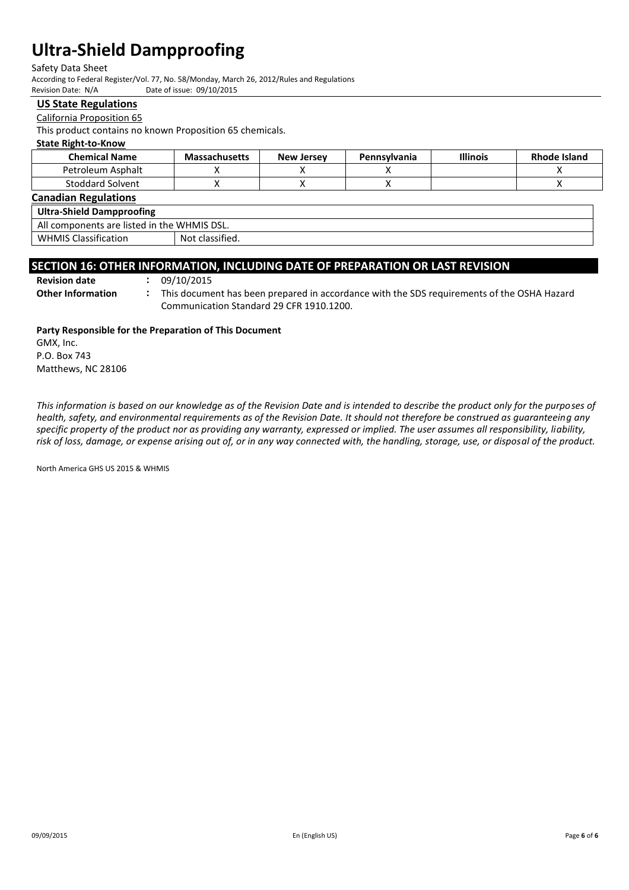### US State Regulations

California Proposition 65

This product contains no known Proposition 65 chemicals.

**State Right-to-Know**

| Chemical Name | Massachusetts | New Jersey | Pennsylvania | Illinois | Rhode Island |
|---|---|---|---|---|---|
| Petroleum Asphalt | X | X | X | | X |
| Stoddard Solvent | X | X | X | | X |

### Canadian Regulations

| Ultra-Shield Dampproofing | |
|---|---|
| All components are listed in the WHMIS DSL. | |
| WHMIS Classification | Not classified. |

## SECTION 16: OTHER INFORMATION, INCLUDING DATE OF PREPARATION OR LAST REVISION

**Revision date** : 09/10/2015

**Other Information** : This document has been prepared in accordance with the SDS requirements of the OSHA Hazard Communication Standard 29 CFR 1910.1200.

**Party Responsible for the Preparation of This Document**

GMX, Inc.
P.O. Box 743
Matthews, NC 28106

*This information is based on our knowledge as of the Revision Date and is intended to describe the product only for the purposes of health, safety, and environmental requirements as of the Revision Date. It should not therefore be construed as guaranteeing any specific property of the product nor as providing any warranty, expressed or implied. The user assumes all responsibility, liability, risk of loss, damage, or expense arising out of, or in any way connected with, the handling, storage, use, or disposal of the product.*

North America GHS US 2015 & WHMIS